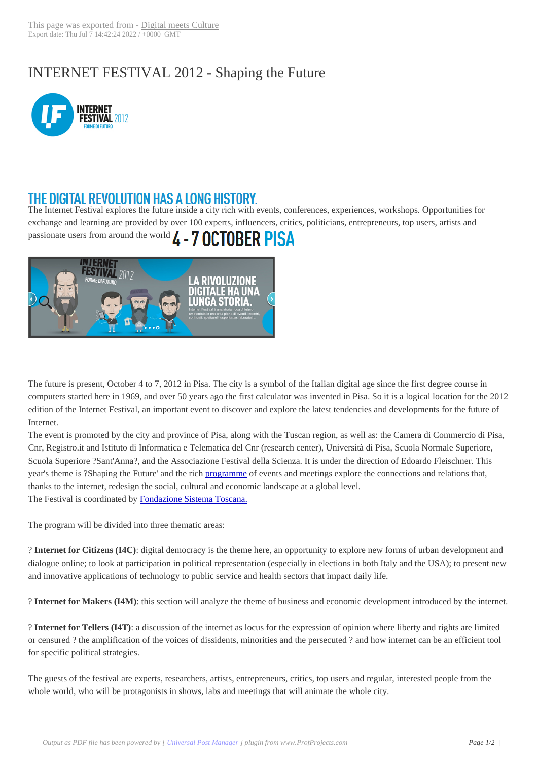# INTERNET FESTIVAL 2012 - Shaping the Future

## THE DIGITAL REVOLUTION HAS A LONG HISTORY.

The Internet Festival explores the future inside a city rich with events, conferences, experiences, workshops. Opportunities for exchange and learning are provided by over 100 experts, influencers, critics, politicians, entrepreneurs, top users, artists and passionate users from around the world.

**4 - 7 OCTOBER PISA**

The future is present, October 4 to 7, 2012 in Pisa. The city is a symbol of the Italian digital age since the first degree course in computers started here in 1969, and over 50 years ago the first calculator was invented in Pisa. So it is a logical location for the 2012 edition of the Internet Festival, an important event to discover and explore the latest tendencies and developments for the future of Internet.

The event is promoted by the city and province of Pisa, along with the Tuscan region, as well as: the Camera di Commercio di Pisa, Cnr, Registro.it and Istituto di Informatica e Telematica del Cnr (research center), Università di Pisa, Scuola Normale Superiore, Scuola Superiore ?Sant'Anna?, and the Associazione Festival della Scienza. It is under the direction of Edoardo Fleischner. This year's theme is ?Shaping the Future' and the rich programme of events and meetings explore the connections and relations that, thanks to the internet, redesign the social, cultural and economic landscape at a global level.

The Festival is coordinated by Fondazione Sistema Toscana.

The program will be divided into three thematic areas:

? **Internet for Citizens (I4C)**: digital democracy is the theme here, an opportunity to explore new forms of urban development and dialogue online; to look at participation in political representation (especially in elections in both Italy and the USA); to present new and innovative applications of technology to public service and health sectors that impact daily life.

? **Internet for Makers (I4M)**: this section will analyze the theme of business and economic development introduced by the internet.

? **Internet for Tellers (I4T)**: a discussion of the internet as locus for the expression of opinion where liberty and rights are limited or censured ? the amplification of the voices of dissidents, minorities and the persecuted ? and how internet can be an efficient tool for specific political strategies.

The guests of the festival are experts, researchers, artists, entrepreneurs, critics, top users and regular, interested people from the whole world, who will be protagonists in shows, labs and meetings that will animate the whole city.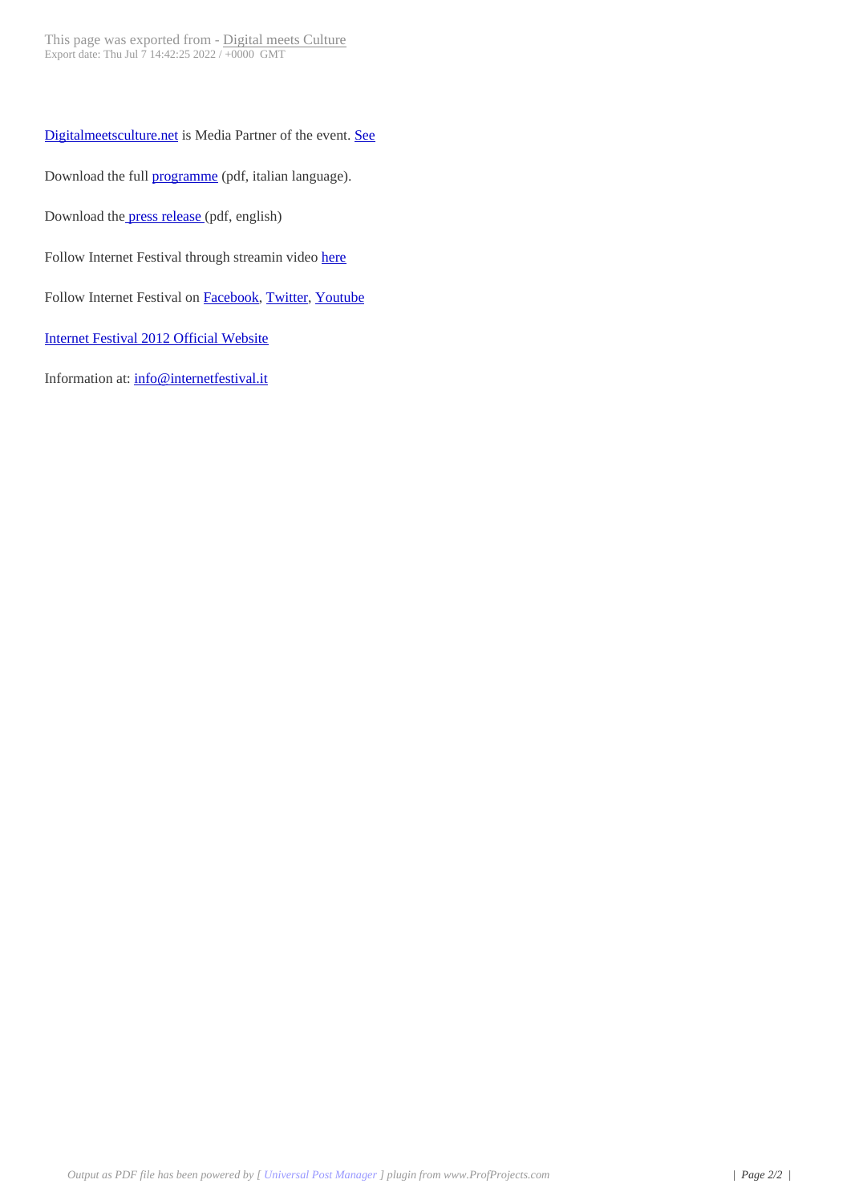Digitalmeetsculture.net is Media Partner of the event. See

Download the full programme (pdf, italian language).

Download the press release (pdf, english)

Follow Internet Festival through streamin video here

Follow Internet Festival on Facebook, Twitter, Youtube

Internet Festival 2012 Official Website

Information at: info@internetfestival.it